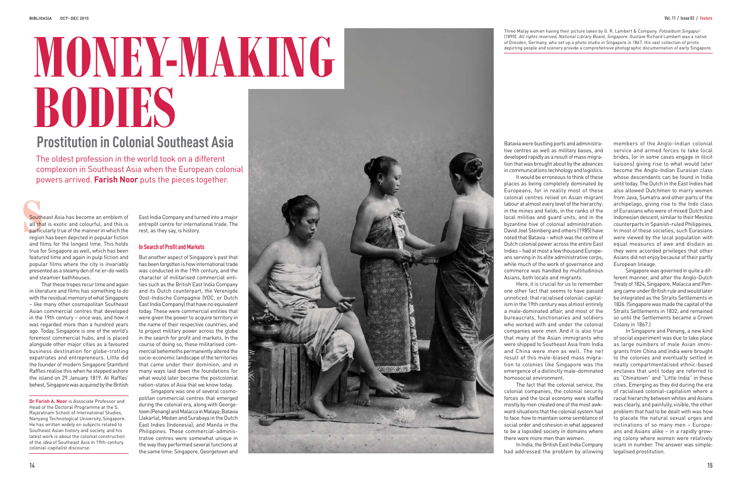# MONEY-MAKING BODIES

## Prostitution in Colonial Southeast Asia

The oldest profession in the world took on a different complexion in Southeast Asia when the European colonial powers arrived. **Farish Noor** puts the pieces together.

Three Malay women having their picture taken by G. R. Lambert & Company. *Fotoalbum Singapur* (1890). *All rights reserved, National Library Board, Singapore.* Gustave Richard Lambert was a native of Dresden, Germany, who set up a photo studio in Singapore in 1867. His vast collection of prints depicting people and scenery provide a comprehensive photographic documentation of early Singapore.

Southeast Asia has become an emblem of all that is exotic and colourful, and this is particularly true of the manner in which the region has been depicted in popular fiction and films for the longest time. This holds true for Singapore as well, which has been featured time and again in pulp fiction and popular films where the city is invariably presented as a steamy den of ne'er-do-wells and steamier bathhouses.

That these tropes recur time and again in literature and films has something to do with the residual memory of what Singapore – like many other cosmopolitan Southeast Asian commercial centres that developed in the 19th century – once was, and how it was regarded more than a hundred years ago. Today, Singapore is one of the world's foremost commercial hubs, and is placed alongside other major cities as a favoured business destination for globe-trotting expatriates and entrepreneurs. Little did the founder of modern Singapore Stamford Raffles realise this when he stepped ashore the island on 29 January 1819. At Raffles' behest, Singapore was acquired by the British East India Company and turned into a major entrepôt centre for international trade. The rest, as they say, is history.

**Dr Farish A. Noor** is Associate Professor and Head of the Doctoral Programme at the S. Rajaratnam School of International Studies, Nanyang Technological University, Singapore. He has written widely on subjects related to Southeast Asian history and society, and his latest work is about the colonial construction of the *idea* of Southeast Asia in 19th-century colonial-capitalist discourse.

### In Search of Profit and Markets

But another aspect of Singapore's past that has been forgotten is how international trade was conducted in the 19th century, and the character of militarised commercial entities such as the British East India Company and its Dutch counterpart, the Verenigde Oost-Indische Compagnie (VOC, or Dutch East India Company) that have no equivalent today. These were commercial entities that were given the power to acquire territory in the name of their respective countries, and to project military power across the globe in the search for profit and markets. In the course of doing so, these militarised commercial behemoths permanently altered the socio-economic landscape of the territories that came under their dominion, and in many ways laid down the foundations for what would later become the postcolonial nation-states of Asia that we know today.

Singapore was one of several cosmopolitan commercial centres that emerged during the colonial era, along with Georgetown (Penang) and Malacca in Malaya; Batavia (Jakarta), Medan and Surabaya in the Dutch East Indies (Indonesia); and Manila in the Philippines. These commercial-administrative centres were somewhat unique in the way they performed several functions at the same time: Singapore, Georgetown and Batavia were bustling ports and administrative centres as well as military bases, and developed rapidly as a result of mass migration that was brought about by the advances in communications technology and logistics.

It would be erroneous to think of these places as being completely dominated by Europeans, for in reality most of these colonial centres relied on Asian migrant labour at almost every level of the hierarchy: in the mines and fields, in the ranks of the local militias and guard units, and in the byzantine hive of colonial administration. David Joel Steinberg and others (1985) have noted that Batavia – which was the centre of Dutch colonial power across the entire East Indies – had at most a few thousand Europeans serving in its elite administrative corps, while much of the work of governance and commerce was handled by multitudinous Asians, both locals and migrants.

Here, it is crucial for us to remember one other fact that seems to have passed unnoticed: that racialised colonial-capitalism in the 19th century was almost entirely a male-dominated affair, and most of the bureaucrats, functionaries and soldiers who worked with and under the colonial companies were *men*. And it is also true that many of the Asian immigrants who were shipped to Southeast Asia from India and China were *men* as well. The net result of this male-biased mass migration to colonies like Singapore was the emergence of a distinctly male-dominated homosocial environment.

The fact that the colonial service, the colonial companies, the colonial security forces and the local economy were staffed mostly by men created one of the most awkward situations that the colonial system had to face: how to maintain some semblance of social order and cohesion in what appeared to be a lopsided society in which there were more men than women.

In India, the British East India Company had addressed the problem by allowing members of the Anglo-Indian colonial service and armed forces to take local brides, (or in some cases engage in illicit liaisons) giving rise to what would later become the Anglo-Indian Eurasian class whose descendants can be found in India until today. The Dutch in the East Indies had also allowed Dutchmen to marry women from Java, Sumatra and other parts of the archipelago, giving rise to the Indo class of Eurasians who were of mixed Dutch and Indonesian descent, similar to their Mestizo counterparts in Spanish-ruled Philippines. In most of these societies, such Eurasians were viewed by the local population with equal measures of awe and disdain as they were accorded privileges that other Asians did not enjoy because of their partly European lineage.

Singapore was governed in quite a different manner, and after the Anglo-Dutch Treaty of 1824, Singapore, Malacca and Penang came under British rule and would later be integrated as the Straits Settlements in 1826. (Singapore was made the capital of the Straits Settlements in 1832, and remained so until the Settlements became a Crown Colony in 1867.)

In Singapore and Penang, a new kind of social experiment was due to take place as large numbers of male Asian immigrants from China and India were brought to the colonies and eventually settled in neatly compartmentalised ethnic-based enclaves that until today are referred to as "Chinatown" and "Little India" in these cities. Emerging as they did during the era of racialised colonial-capitalism where a racial hierarchy between whites and Asians was clearly, and painfully, visible, the other problem that had to be dealt with was how to placate the natural sexual urges and inclinations of so many men – Europeans and Asians alike – in a rapidly growing colony where women were relatively scant in number. The answer was simple: legalised prostitution.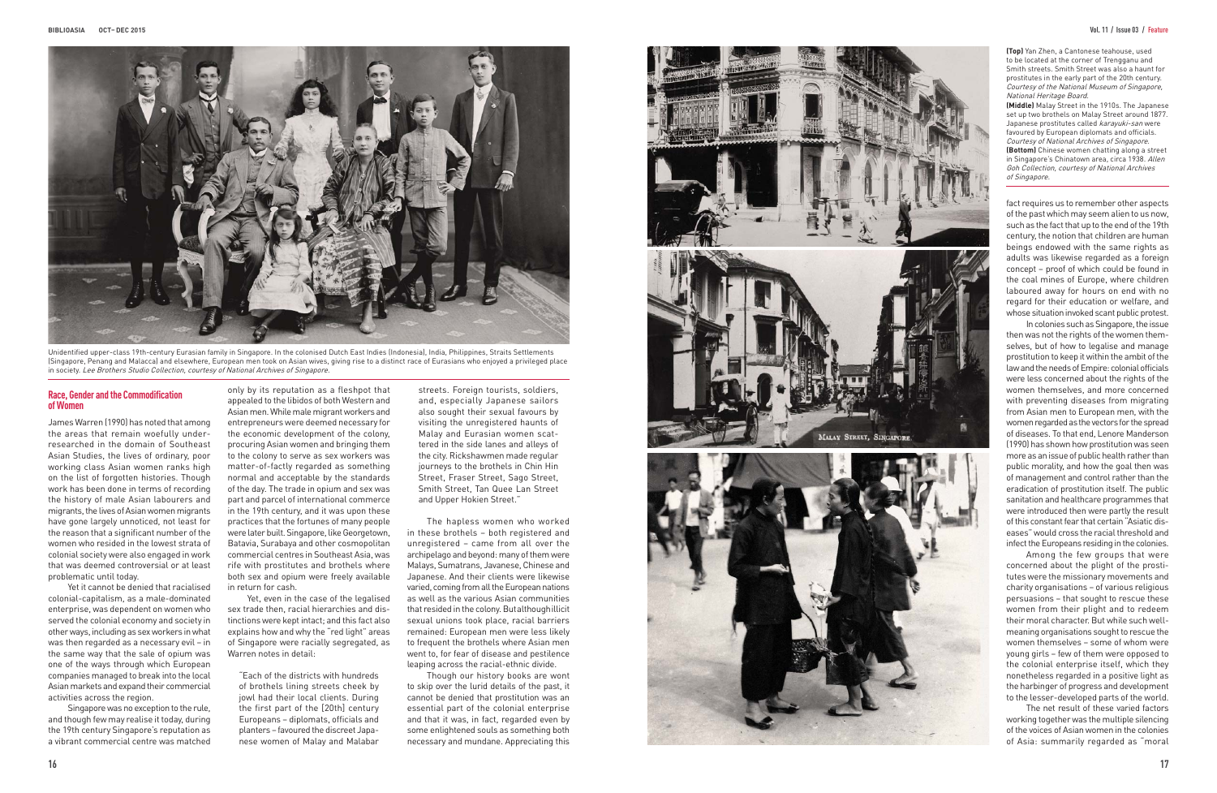Unidentified upper-class 19th-century Eurasian family in Singapore. In the colonised Dutch East Indies (Indonesia), India, Philippines, Straits Settlements (Singapore, Penang and Malacca) and elsewhere, European men took on Asian wives, giving rise to a distinct race of Eurasians who enjoyed a privileged place in society. *Lee Brothers Studio Collection, courtesy of National Archives of Singapore.*

## Race, Gender and the Commodification of Women

James Warren (1990) has noted that among the areas that remain woefully under-researched in the domain of Southeast Asian Studies, the lives of ordinary, poor working class Asian women ranks high on the list of forgotten histories. Though work has been done in terms of recording the history of male Asian labourers and migrants, the lives of Asian women migrants have gone largely unnoticed, not least for the reason that a significant number of the women who resided in the lowest strata of colonial society were also engaged in work that was deemed controversial or at least problematic until today.

Yet it cannot be denied that racialised colonial-capitalism, as a male-dominated enterprise, was dependent on women who served the colonial economy and society in other ways, including as sex workers in what was then regarded as a necessary evil – in the same way that the sale of opium was one of the ways through which European companies managed to break into the local Asian markets and expand their commercial activities across the region.

Singapore was no exception to the rule, and though few may realise it today, during the 19th century Singapore's reputation as a vibrant commercial centre was matched only by its reputation as a fleshpot that appealed to the libidos of both Western and Asian men. While male migrant workers and entrepreneurs were deemed necessary for the economic development of the colony, procuring Asian women and bringing them to the colony to serve as sex workers was matter-of-factly regarded as something normal and acceptable by the standards of the day. The trade in opium and sex was part and parcel of international commerce in the 19th century, and it was upon these practices that the fortunes of many people were later built. Singapore, like Georgetown, Batavia, Surabaya and other cosmopolitan commercial centres in Southeast Asia, was rife with prostitutes and brothels where both sex and opium were freely available in return for cash.

Yet, even in the case of the legalised sex trade then, racial hierarchies and distinctions were kept intact; and this fact also explains how and why the "red light" areas of Singapore were racially segregated, as Warren notes in detail:

> "Each of the districts with hundreds of brothels lining streets cheek by jowl had their local clients. During the first part of the [20th] century Europeans – diplomats, officials and planters – favoured the discreet Japanese women of Malay and Malabar streets. Foreign tourists, soldiers, and, especially Japanese sailors also sought their sexual favours by visiting the unregistered haunts of Malay and Eurasian women scattered in the side lanes and alleys of the city. Rickshawmen made regular journeys to the brothels in Chin Hin Street, Fraser Street, Sago Street, Smith Street, Tan Quee Lan Street and Upper Hokien Street."

The hapless women who worked in these brothels – both registered and unregistered – came from all over the archipelago and beyond: many of them were Malays, Sumatrans, Javanese, Chinese and Japanese. And their clients were likewise varied, coming from all the European nations as well as the various Asian communities that resided in the colony. But although illicit sexual unions took place, racial barriers remained: European men were less likely to frequent the brothels where Asian men went to, for fear of disease and pestilence leaping across the racial-ethnic divide.

Though our history books are wont to skip over the lurid details of the past, it cannot be denied that prostitution was an essential part of the colonial enterprise and that it was, in fact, regarded even by some enlightened souls as something both necessary and mundane. Appreciating this fact requires us to remember other aspects of the past which may seem alien to us now, such as the fact that up to the end of the 19th century, the notion that children are human beings endowed with the same rights as adults was likewise regarded as a foreign concept – proof of which could be found in the coal mines of Europe, where children laboured away for hours on end with no regard for their education or welfare, and whose situation invoked scant public protest.

In colonies such as Singapore, the issue then was not the rights of the women themselves, but of how to legalise and manage prostitution to keep it within the ambit of the law and the needs of Empire: colonial officials were less concerned about the rights of the women themselves, and more concerned with preventing diseases from migrating from Asian men to European men, with the women regarded as the vectors for the spread of diseases. To that end, Lenore Manderson (1990) has shown how prostitution was seen more as an issue of public health rather than public morality, and how the goal then was of management and control rather than the eradication of prostitution itself. The public sanitation and healthcare programmes that were introduced then were partly the result of this constant fear that certain "Asiatic diseases" would cross the racial threshold and infect the Europeans residing in the colonies.

Among the few groups that were concerned about the plight of the prostitutes were the missionary movements and charity organisations – of various religious persuasions – that sought to rescue these women from their plight and to redeem their moral character. But while such well-meaning organisations sought to rescue the women themselves – some of whom were young girls – few of them were opposed to the colonial enterprise itself, which they nonetheless regarded in a positive light as the harbinger of progress and development to the lesser-developed parts of the world.

The net result of these varied factors working together was the multiple silencing of the voices of Asian women in the colonies of Asia: summarily regarded as "moral

**(Top)** Yan Zhen, a Cantonese teahouse, used to be located at the corner of Trengganu and Smith streets. Smith Street was also a haunt for prostitutes in the early part of the 20th century. *Courtesy of the National Museum of Singapore, National Heritage Board.*
**(Middle)** Malay Street in the 1910s. The Japanese set up two brothels on Malay Street around 1877. Japanese prostitutes called *karayuki-san* were favoured by European diplomats and officials. *Courtesy of National Archives of Singapore.*
**(Bottom)** Chinese women chatting along a street in Singapore's Chinatown area, circa 1938. *Allen Goh Collection, courtesy of National Archives of Singapore.*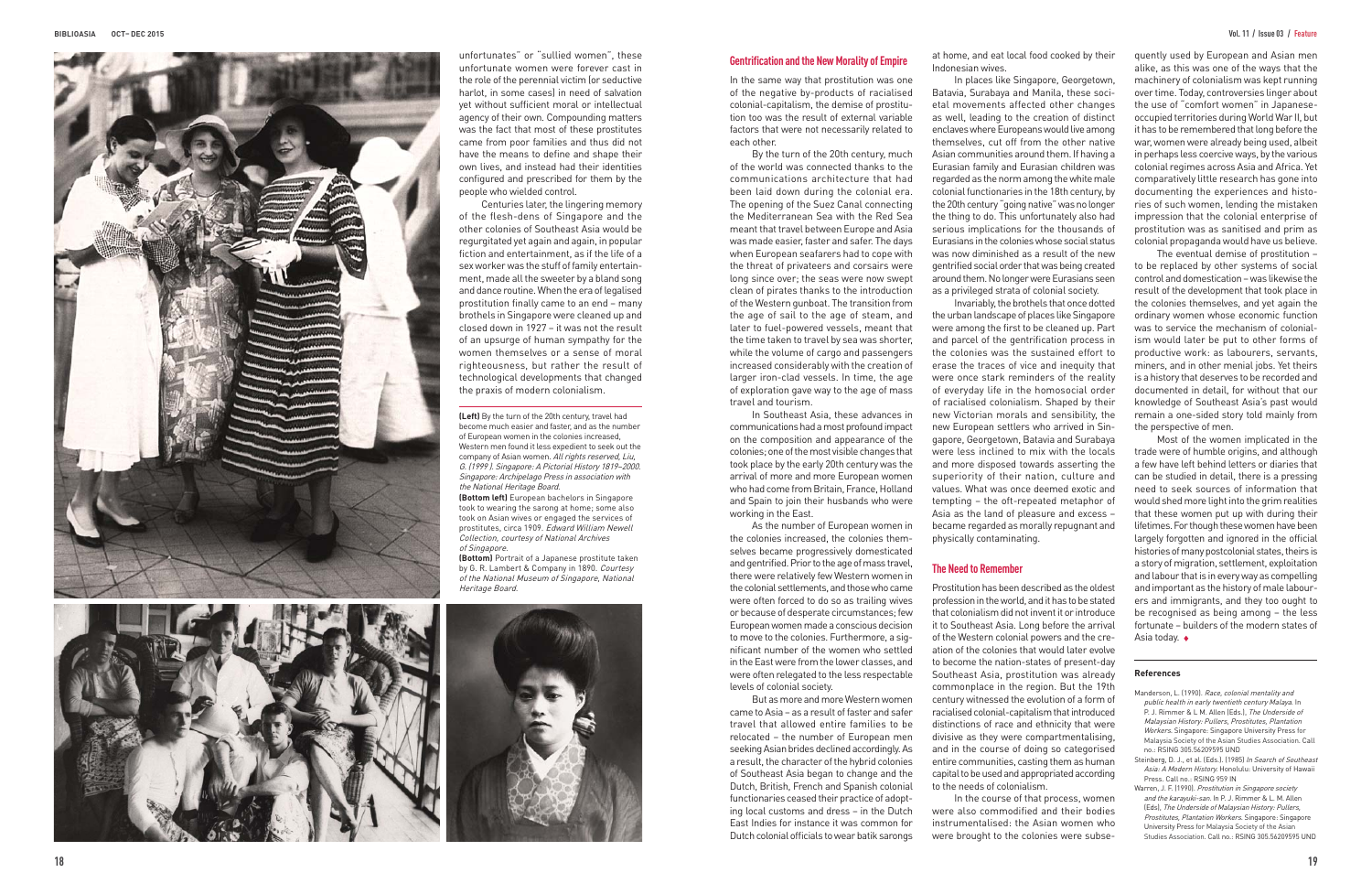unfortunates" or "sullied women", these unfortunate women were forever cast in the role of the perennial victim (or seductive harlot, in some cases) in need of salvation yet without sufficient moral or intellectual agency of their own. Compounding matters was the fact that most of these prostitutes came from poor families and thus did not have the means to define and shape their own lives, and instead had their identities configured and prescribed for them by the people who wielded control.

Centuries later, the lingering memory of the flesh-dens of Singapore and the other colonies of Southeast Asia would be regurgitated yet again and again, in popular fiction and entertainment, as if the life of a sex worker was the stuff of family entertainment, made all the sweeter by a bland song and dance routine. When the era of legalised prostitution finally came to an end – many brothels in Singapore were cleaned up and closed down in 1927 – it was not the result of an upsurge of human sympathy for the women themselves or a sense of moral righteousness, but rather the result of technological developments that changed the praxis of modern colonialism.

**(Left)** By the turn of the 20th century, travel had become much easier and faster, and as the number of European women in the colonies increased, Western men found it less expedient to seek out the company of Asian women. *All rights reserved, Liu, G. (1999). Singapore: A Pictorial History 1819–2000. Singapore: Archipelago Press in association with the National Heritage Board.*

**(Bottom left)** European bachelors in Singapore took to wearing the sarong at home; some also took on Asian wives or engaged the services of prostitutes, circa 1909. *Edward William Newell Collection, courtesy of National Archives of Singapore.*

**(Bottom)** Portrait of a Japanese prostitute taken by G. R. Lambert & Company in 1890. *Courtesy of the National Museum of Singapore, National Heritage Board.*

## Gentrification and the New Morality of Empire

In the same way that prostitution was one of the negative by-products of racialised colonial-capitalism, the demise of prostitution too was the result of external variable factors that were not necessarily related to each other.

By the turn of the 20th century, much of the world was connected thanks to the communications architecture that had been laid down during the colonial era. The opening of the Suez Canal connecting the Mediterranean Sea with the Red Sea meant that travel between Europe and Asia was made easier, faster and safer. The days when European seafarers had to cope with the threat of privateers and corsairs were long since over; the seas were now swept clean of pirates thanks to the introduction of the Western gunboat. The transition from the age of sail to the age of steam, and later to fuel-powered vessels, meant that the time taken to travel by sea was shorter, while the volume of cargo and passengers increased considerably with the creation of larger iron-clad vessels. In time, the age of exploration gave way to the age of mass travel and tourism.

In Southeast Asia, these advances in communications had a most profound impact on the composition and appearance of the colonies; one of the most visible changes that took place by the early 20th century was the arrival of more and more European women who had come from Britain, France, Holland and Spain to join their husbands who were working in the East.

As the number of European women in the colonies increased, the colonies themselves became progressively domesticated and gentrified. Prior to the age of mass travel, there were relatively few Western women in the colonial settlements, and those who came were often forced to do so as trailing wives or because of desperate circumstances; few European women made a conscious decision to move to the colonies. Furthermore, a significant number of the women who settled in the East were from the lower classes, and were often relegated to the less respectable levels of colonial society.

But as more and more Western women came to Asia – as a result of faster and safer travel that allowed entire families to be relocated – the number of European men seeking Asian brides declined accordingly. As a result, the character of the hybrid colonies of Southeast Asia began to change and the Dutch, British, French and Spanish colonial functionaries ceased their practice of adopting local customs and dress – in the Dutch East Indies for instance it was common for Dutch colonial officials to wear batik sarongs at home, and eat local food cooked by their Indonesian wives.

In places like Singapore, Georgetown, Batavia, Surabaya and Manila, these societal movements affected other changes as well, leading to the creation of distinct enclaves where Europeans would live among themselves, cut off from the other native Asian communities around them. If having a Eurasian family and Eurasian children was regarded as the norm among the white male colonial functionaries in the 18th century, by the 20th century "going native" was no longer the thing to do. This unfortunately also had serious implications for the thousands of Eurasians in the colonies whose social status was now diminished as a result of the new gentrified social order that was being created around them. No longer were Eurasians seen as a privileged strata of colonial society.

Invariably, the brothels that once dotted the urban landscape of places like Singapore were among the first to be cleaned up. Part and parcel of the gentrification process in the colonies was the sustained effort to erase the traces of vice and inequity that were once stark reminders of the reality of everyday life in the homosocial order of racialised colonialism. Shaped by their new Victorian morals and sensibility, the new European settlers who arrived in Singapore, Georgetown, Batavia and Surabaya were less inclined to mix with the locals and more disposed towards asserting the superiority of their nation, culture and values. What was once deemed exotic and tempting – the oft-repeated metaphor of Asia as the land of pleasure and excess – became regarded as morally repugnant and physically contaminating.

## The Need to Remember

Prostitution has been described as the oldest profession in the world, and it has to be stated that colonialism did not invent it or introduce it to Southeast Asia. Long before the arrival of the Western colonial powers and the creation of the colonies that would later evolve to become the nation-states of present-day Southeast Asia, prostitution was already commonplace in the region. But the 19th century witnessed the evolution of a form of racialised colonial-capitalism that introduced distinctions of race and ethnicity that were divisive as they were compartmentalising, and in the course of doing so categorised entire communities, casting them as human capital to be used and appropriated according to the needs of colonialism.

In the course of that process, women were also commodified and their bodies instrumentalised: the Asian women who were brought to the colonies were subsequently used by European and Asian men alike, as this was one of the ways that the machinery of colonialism was kept running over time. Today, controversies linger about the use of "comfort women" in Japanese-occupied territories during World War II, but it has to be remembered that long before the war, women were already being used, albeit in perhaps less coercive ways, by the various colonial regimes across Asia and Africa. Yet comparatively little research has gone into documenting the experiences and histories of such women, lending the mistaken impression that the colonial enterprise of prostitution was as sanitised and prim as colonial propaganda would have us believe.

The eventual demise of prostitution – to be replaced by other systems of social control and domestication – was likewise the result of the development that took place in the colonies themselves, and yet again the ordinary women whose economic function was to service the mechanism of colonialism would later be put to other forms of productive work: as labourers, servants, miners, and in other menial jobs. Yet theirs is a history that deserves to be recorded and documented in detail, for without that our knowledge of Southeast Asia's past would remain a one-sided story told mainly from the perspective of men.

Most of the women implicated in the trade were of humble origins, and although a few have left behind letters or diaries that can be studied in detail, there is a pressing need to seek sources of information that would shed more light into the grim realities that these women put up with during their lifetimes. For though these women have been largely forgotten and ignored in the official histories of many postcolonial states, theirs is a story of migration, settlement, exploitation and labour that is in every way as compelling and important as the history of male labourers and immigrants, and they too ought to be recognised as being among – the less fortunate – builders of the modern states of Asia today. ♦

### References

Manderson, L. (1990). *Race, colonial mentality and public health in early twentieth century Malaya*. In P. J. Rimmer & L. M. Allen (Eds.), *The Underside of Malaysian History: Pullers, Prostitutes, Plantation Workers*. Singapore: Singapore University Press for Malaysia Society of the Asian Studies Association. Call no.: RSING 305.56209595 UND

Steinberg, D. J., et al. (Eds.). (1985) *In Search of Southeast Asia: A Modern History*. Honolulu: University of Hawaii Press. Call no.: RSING 959 IN

Warren, J. F. (1990). *Prostitution in Singapore society and the karayuki-san*. In P. J. Rimmer & L. M. Allen (Eds), *The Underside of Malaysian History: Pullers, Prostitutes, Plantation Workers*. Singapore: Singapore University Press for Malaysia Society of the Asian Studies Association. Call no.: RSING 305.56209595 UND